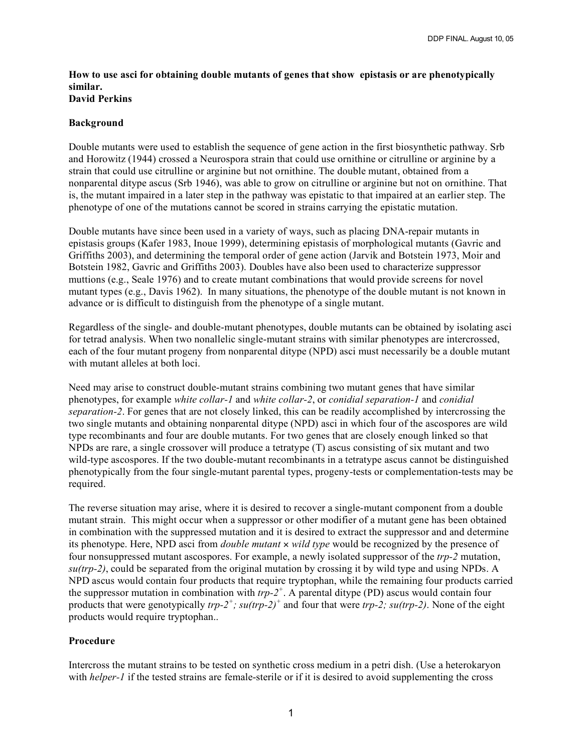**How to use asci for obtaining double mutants of genes that show epistasis or are phenotypically similar.**
**David Perkins**

## Background

Double mutants were used to establish the sequence of gene action in the first biosynthetic pathway. Srb and Horowitz (1944) crossed a Neurospora strain that could use ornithine or citrulline or arginine by a strain that could use citrulline or arginine but not ornithine. The double mutant, obtained from a nonparental ditype ascus (Srb 1946), was able to grow on citrulline or arginine but not on ornithine. That is, the mutant impaired in a later step in the pathway was epistatic to that impaired at an earlier step. The phenotype of one of the mutations cannot be scored in strains carrying the epistatic mutation.

Double mutants have since been used in a variety of ways, such as placing DNA-repair mutants in epistasis groups (Kafer 1983, Inoue 1999), determining epistasis of morphological mutants (Gavric and Griffiths 2003), and determining the temporal order of gene action (Jarvik and Botstein 1973, Moir and Botstein 1982, Gavric and Griffiths 2003). Doubles have also been used to characterize suppressor muttions (e.g., Seale 1976) and to create mutant combinations that would provide screens for novel mutant types (e.g., Davis 1962). In many situations, the phenotype of the double mutant is not known in advance or is difficult to distinguish from the phenotype of a single mutant.

Regardless of the single- and double-mutant phenotypes, double mutants can be obtained by isolating asci for tetrad analysis. When two nonallelic single-mutant strains with similar phenotypes are intercrossed, each of the four mutant progeny from nonparental ditype (NPD) asci must necessarily be a double mutant with mutant alleles at both loci.

Need may arise to construct double-mutant strains combining two mutant genes that have similar phenotypes, for example *white collar-1* and *white collar-2*, or *conidial separation-1* and *conidial separation-2*. For genes that are not closely linked, this can be readily accomplished by intercrossing the two single mutants and obtaining nonparental ditype (NPD) asci in which four of the ascospores are wild type recombinants and four are double mutants. For two genes that are closely enough linked so that NPDs are rare, a single crossover will produce a tetratype (T) ascus consisting of six mutant and two wild-type ascospores. If the two double-mutant recombinants in a tetratype ascus cannot be distinguished phenotypically from the four single-mutant parental types, progeny-tests or complementation-tests may be required.

The reverse situation may arise, where it is desired to recover a single-mutant component from a double mutant strain. This might occur when a suppressor or other modifier of a mutant gene has been obtained in combination with the suppressed mutation and it is desired to extract the suppressor and and determine its phenotype. Here, NPD asci from *double mutant* × *wild type* would be recognized by the presence of four nonsuppressed mutant ascospores. For example, a newly isolated suppressor of the *trp-2* mutation, *su(trp-2)*, could be separated from the original mutation by crossing it by wild type and using NPDs. A NPD ascus would contain four products that require tryptophan, while the remaining four products carried the suppressor mutation in combination with *trp-2*$^{+}$. A parental ditype (PD) ascus would contain four products that were genotypically *trp-2*$^{+}$*; su(trp-2)*$^{+}$ and four that were *trp-2; su(trp-2)*. None of the eight products would require tryptophan..

## Procedure

Intercross the mutant strains to be tested on synthetic cross medium in a petri dish. (Use a heterokaryon with *helper-1* if the tested strains are female-sterile or if it is desired to avoid supplementing the cross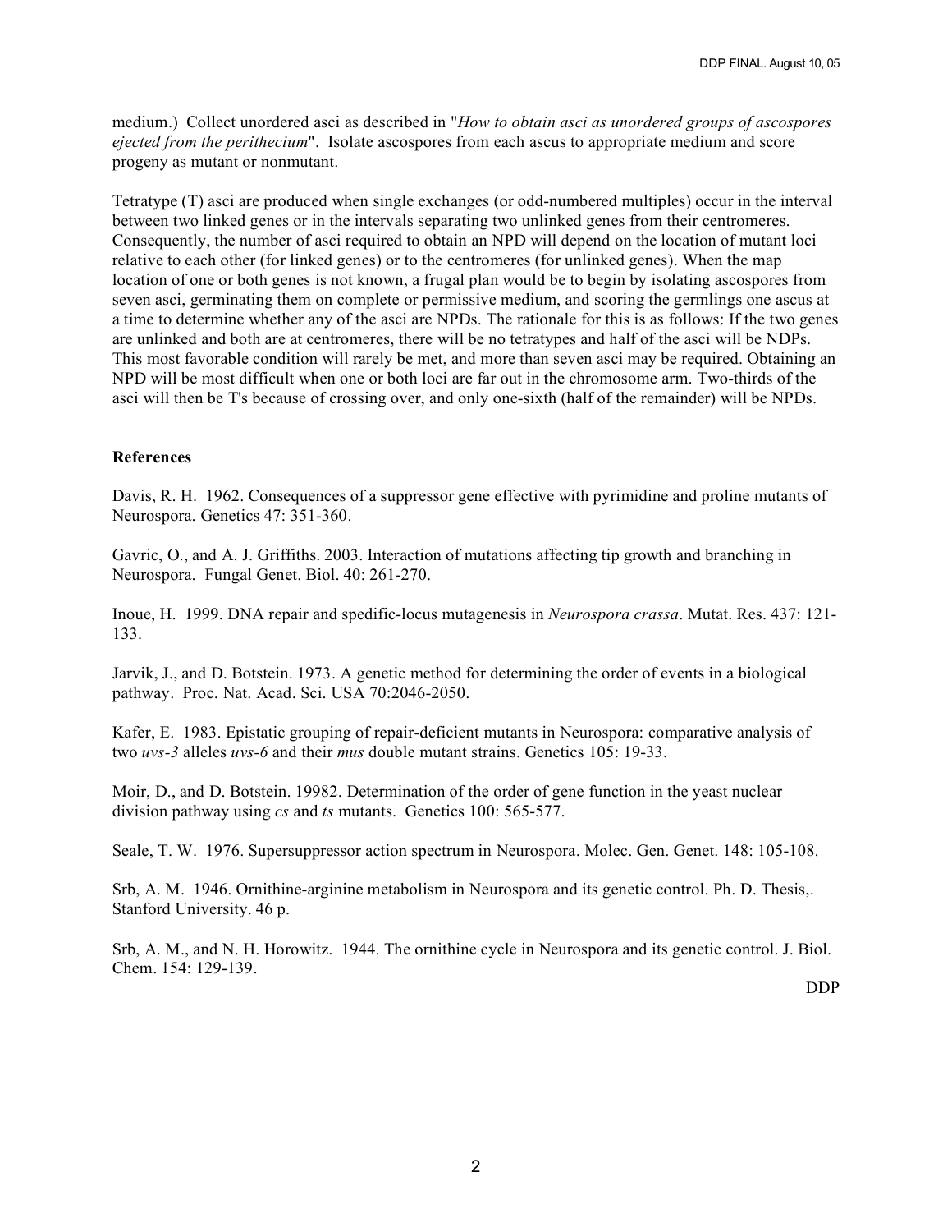medium.) Collect unordered asci as described in "*How to obtain asci as unordered groups of ascospores ejected from the perithecium*". Isolate ascospores from each ascus to appropriate medium and score progeny as mutant or nonmutant.

Tetratype (T) asci are produced when single exchanges (or odd-numbered multiples) occur in the interval between two linked genes or in the intervals separating two unlinked genes from their centromeres. Consequently, the number of asci required to obtain an NPD will depend on the location of mutant loci relative to each other (for linked genes) or to the centromeres (for unlinked genes). When the map location of one or both genes is not known, a frugal plan would be to begin by isolating ascospores from seven asci, germinating them on complete or permissive medium, and scoring the germlings one ascus at a time to determine whether any of the asci are NPDs. The rationale for this is as follows: If the two genes are unlinked and both are at centromeres, there will be no tetratypes and half of the asci will be NDPs. This most favorable condition will rarely be met, and more than seven asci may be required. Obtaining an NPD will be most difficult when one or both loci are far out in the chromosome arm. Two-thirds of the asci will then be T's because of crossing over, and only one-sixth (half of the remainder) will be NPDs.

**References**

Davis, R. H. 1962. Consequences of a suppressor gene effective with pyrimidine and proline mutants of Neurospora. Genetics 47: 351-360.

Gavric, O., and A. J. Griffiths. 2003. Interaction of mutations affecting tip growth and branching in Neurospora. Fungal Genet. Biol. 40: 261-270.

Inoue, H. 1999. DNA repair and spedific-locus mutagenesis in *Neurospora crassa*. Mutat. Res. 437: 121-133.

Jarvik, J., and D. Botstein. 1973. A genetic method for determining the order of events in a biological pathway. Proc. Nat. Acad. Sci. USA 70:2046-2050.

Kafer, E. 1983. Epistatic grouping of repair-deficient mutants in Neurospora: comparative analysis of two *uvs-3* alleles *uvs-6* and their *mus* double mutant strains. Genetics 105: 19-33.

Moir, D., and D. Botstein. 19982. Determination of the order of gene function in the yeast nuclear division pathway using *cs* and *ts* mutants. Genetics 100: 565-577.

Seale, T. W. 1976. Supersuppressor action spectrum in Neurospora. Molec. Gen. Genet. 148: 105-108.

Srb, A. M. 1946. Ornithine-arginine metabolism in Neurospora and its genetic control. Ph. D. Thesis,. Stanford University. 46 p.

Srb, A. M., and N. H. Horowitz. 1944. The ornithine cycle in Neurospora and its genetic control. J. Biol. Chem. 154: 129-139.

DDP